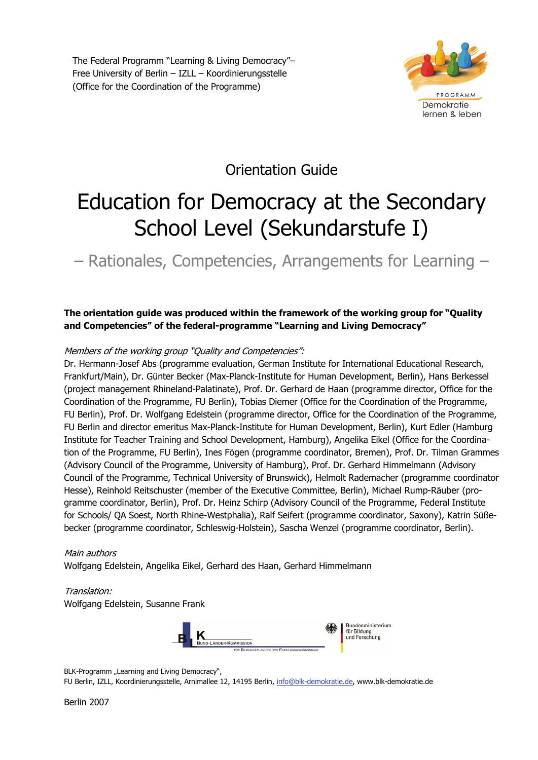The Federal Programm "Learning & Living Democracy"–
Free University of Berlin – IZLL – Koordinierungsstelle
(Office for the Coordination of the Programme)

PROGRAMM
Demokratie
lernen & leben

Orientation Guide

# Education for Democracy at the Secondary School Level (Sekundarstufe I)

## – Rationales, Competencies, Arrangements for Learning –

**The orientation guide was produced within the framework of the working group for "Quality and Competencies" of the federal-programme "Learning and Living Democracy"**

*Members of the working group "Quality and Competencies":*
Dr. Hermann-Josef Abs (programme evaluation, German Institute for International Educational Research, Frankfurt/Main), Dr. Günter Becker (Max-Planck-Institute for Human Development, Berlin), Hans Berkessel (project management Rhineland-Palatinate), Prof. Dr. Gerhard de Haan (programme director, Office for the Coordination of the Programme, FU Berlin), Tobias Diemer (Office for the Coordination of the Programme, FU Berlin), Prof. Dr. Wolfgang Edelstein (programme director, Office for the Coordination of the Programme, FU Berlin and director emeritus Max-Planck-Institute for Human Development, Berlin), Kurt Edler (Hamburg Institute for Teacher Training and School Development, Hamburg), Angelika Eikel (Office for the Coordination of the Programme, FU Berlin), Ines Fögen (programme coordinator, Bremen), Prof. Dr. Tilman Grammes (Advisory Council of the Programme, University of Hamburg), Prof. Dr. Gerhard Himmelmann (Advisory Council of the Programme, Technical University of Brunswick), Helmolt Rademacher (programme coordinator Hesse), Reinhold Reitschuster (member of the Executive Committee, Berlin), Michael Rump-Räuber (programme coordinator, Berlin), Prof. Dr. Heinz Schirp (Advisory Council of the Programme, Federal Institute for Schools/ QA Soest, North Rhine-Westphalia), Ralf Seifert (programme coordinator, Saxony), Katrin Süßebecker (programme coordinator, Schleswig-Holstein), Sascha Wenzel (programme coordinator, Berlin).

*Main authors*
Wolfgang Edelstein, Angelika Eikel, Gerhard des Haan, Gerhard Himmelmann

*Translation:*
Wolfgang Edelstein, Susanne Frank

BLK Bund-Länder-Kommission für Bildungsplanung und Forschungsförderung
Bundesministerium für Bildung und Forschung

BLK-Programm „Learning and Living Democracy",
FU Berlin, IZLL, Koordinierungsstelle, Arnimallee 12, 14195 Berlin, info@blk-demokratie.de, www.blk-demokratie.de

Berlin 2007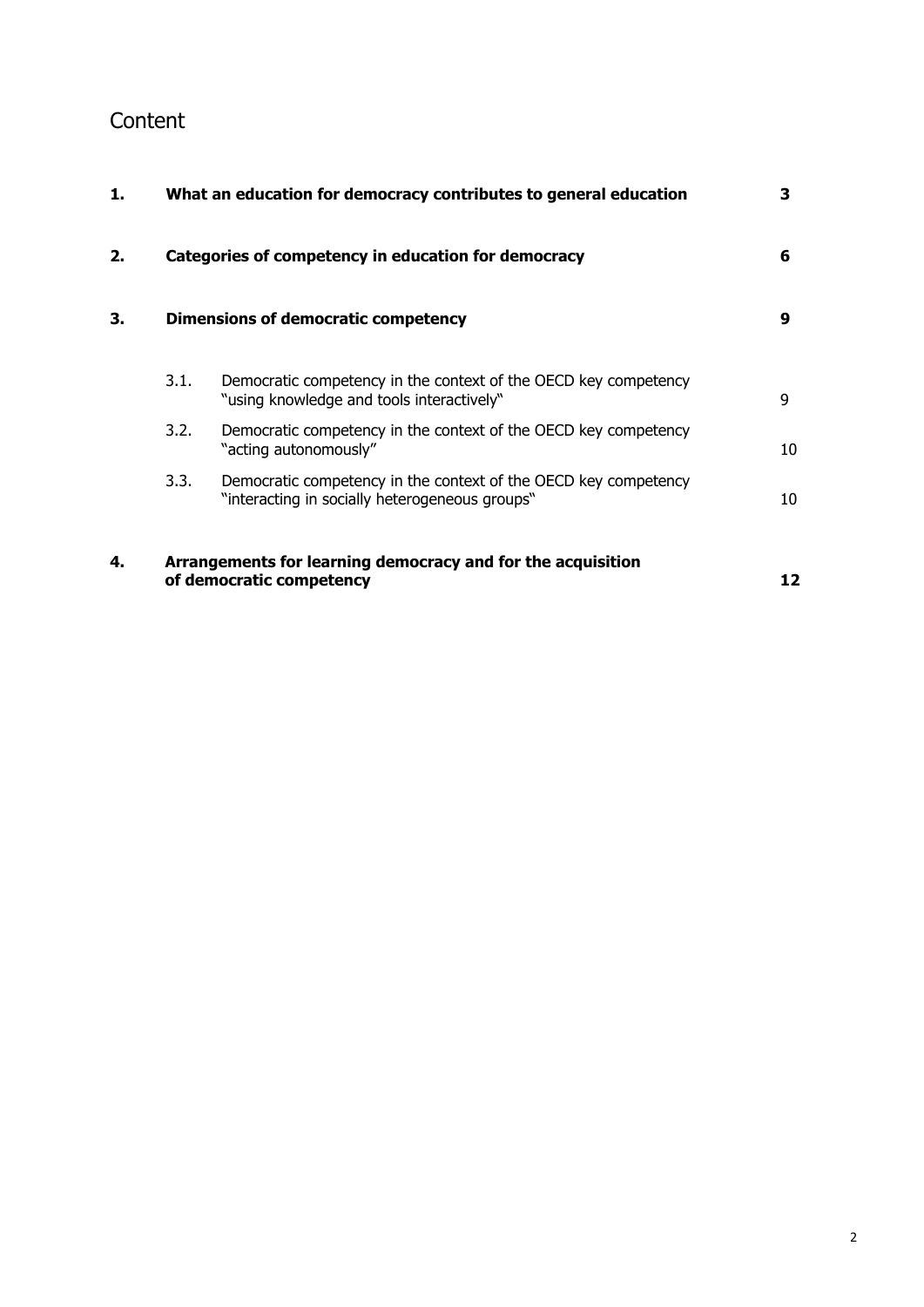# Content

| | | |
|---|---|---|
| **1.** | **What an education for democracy contributes to general education** | **3** |
| **2.** | **Categories of competency in education for democracy** | **6** |
| **3.** | **Dimensions of democratic competency** | **9** |
| 3.1. | Democratic competency in the context of the OECD key competency "using knowledge and tools interactively" | 9 |
| 3.2. | Democratic competency in the context of the OECD key competency "acting autonomously" | 10 |
| 3.3. | Democratic competency in the context of the OECD key competency "interacting in socially heterogeneous groups" | 10 |
| **4.** | **Arrangements for learning democracy and for the acquisition of democratic competency** | **12** |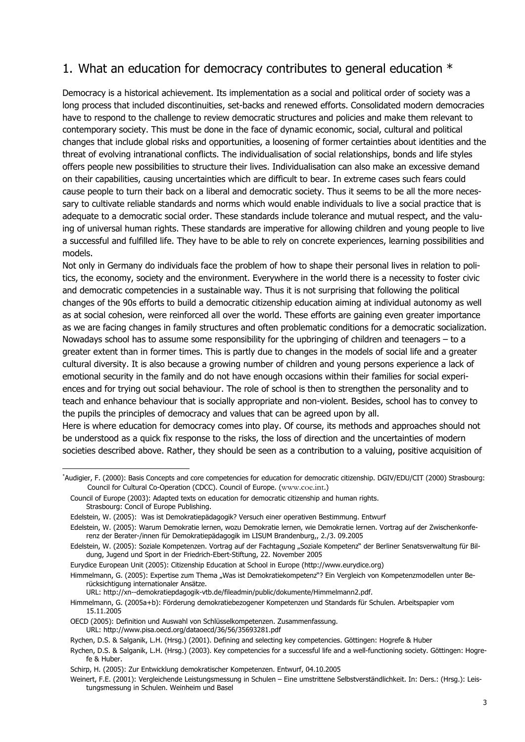## 1. What an education for democracy contributes to general education *

Democracy is a historical achievement. Its implementation as a social and political order of society was a long process that included discontinuities, set-backs and renewed efforts. Consolidated modern democracies have to respond to the challenge to review democratic structures and policies and make them relevant to contemporary society. This must be done in the face of dynamic economic, social, cultural and political changes that include global risks and opportunities, a loosening of former certainties about identities and the threat of evolving intranational conflicts. The individualisation of social relationships, bonds and life styles offers people new possibilities to structure their lives. Individualisation can also make an excessive demand on their capabilities, causing uncertainties which are difficult to bear. In extreme cases such fears could cause people to turn their back on a liberal and democratic society. Thus it seems to be all the more necessary to cultivate reliable standards and norms which would enable individuals to live a social practice that is adequate to a democratic social order. These standards include tolerance and mutual respect, and the valuing of universal human rights. These standards are imperative for allowing children and young people to live a successful and fulfilled life. They have to be able to rely on concrete experiences, learning possibilities and models.

Not only in Germany do individuals face the problem of how to shape their personal lives in relation to politics, the economy, society and the environment. Everywhere in the world there is a necessity to foster civic and democratic competencies in a sustainable way. Thus it is not surprising that following the political changes of the 90s efforts to build a democratic citizenship education aiming at individual autonomy as well as at social cohesion, were reinforced all over the world. These efforts are gaining even greater importance as we are facing changes in family structures and often problematic conditions for a democratic socialization. Nowadays school has to assume some responsibility for the upbringing of children and teenagers – to a greater extent than in former times. This is partly due to changes in the models of social life and a greater cultural diversity. It is also because a growing number of children and young persons experience a lack of emotional security in the family and do not have enough occasions within their families for social experiences and for trying out social behaviour. The role of school is then to strengthen the personality and to teach and enhance behaviour that is socially appropriate and non-violent. Besides, school has to convey to the pupils the principles of democracy and values that can be agreed upon by all.

Here is where education for democracy comes into play. Of course, its methods and approaches should not be understood as a quick fix response to the risks, the loss of direction and the uncertainties of modern societies described above. Rather, they should be seen as a contribution to a valuing, positive acquisition of

---

* Audigier, F. (2000): Basis Concepts and core competencies for education for democratic citizenship. DGIV/EDU/CIT (2000) Strasbourg: Council for Cultural Co-Operation (CDCC). Council of Europe. (www.coe.int.)

Council of Europe (2003): Adapted texts on education for democratic citizenship and human rights. Strasbourg: Concil of Europe Publishing.

Edelstein, W. (2005): Was ist Demokratiepädagogik? Versuch einer operativen Bestimmung. Entwurf

Edelstein, W. (2005): Warum Demokratie lernen, wozu Demokratie lernen, wie Demokratie lernen. Vortrag auf der Zwischenkonferenz der Berater-/innen für Demokratiepädagogik im LISUM Brandenburg,, 2./3. 09.2005

Edelstein, W. (2005): Soziale Kompetenzen. Vortrag auf der Fachtagung „Soziale Kompetenz" der Berliner Senatsverwaltung für Bildung, Jugend und Sport in der Friedrich-Ebert-Stiftung, 22. November 2005

Eurydice European Unit (2005): Citizenship Education at School in Europe (http://www.eurydice.org)

Himmelmann, G. (2005): Expertise zum Thema „Was ist Demokratiekompetenz"? Ein Vergleich von Kompetenzmodellen unter Berücksichtigung internationaler Ansätze. URL: http://xn--demokratiepdagogik-vtb.de/fileadmin/public/dokumente/Himmelmann2.pdf.

Himmelmann, G. (2005a+b): Förderung demokratiebezogener Kompetenzen und Standards für Schulen. Arbeitspapier vom 15.11.2005

OECD (2005): Definition und Auswahl von Schlüsselkompetenzen. Zusammenfassung. URL: http://www.pisa.oecd.org/dataoecd/36/56/35693281.pdf

Rychen, D.S. & Salganik, L.H. (Hrsg.) (2001). Defining and selecting key competencies. Göttingen: Hogrefe & Huber

Rychen, D.S. & Salganik, L.H. (Hrsg.) (2003). Key competencies for a successful life and a well-functioning society. Göttingen: Hogrefe & Huber.

Schirp, H. (2005): Zur Entwicklung demokratischer Kompetenzen. Entwurf, 04.10.2005

Weinert, F.E. (2001): Vergleichende Leistungsmessung in Schulen – Eine umstrittene Selbstverständlichkeit. In: Ders.: (Hrsg.): Leistungsmessung in Schulen. Weinheim und Basel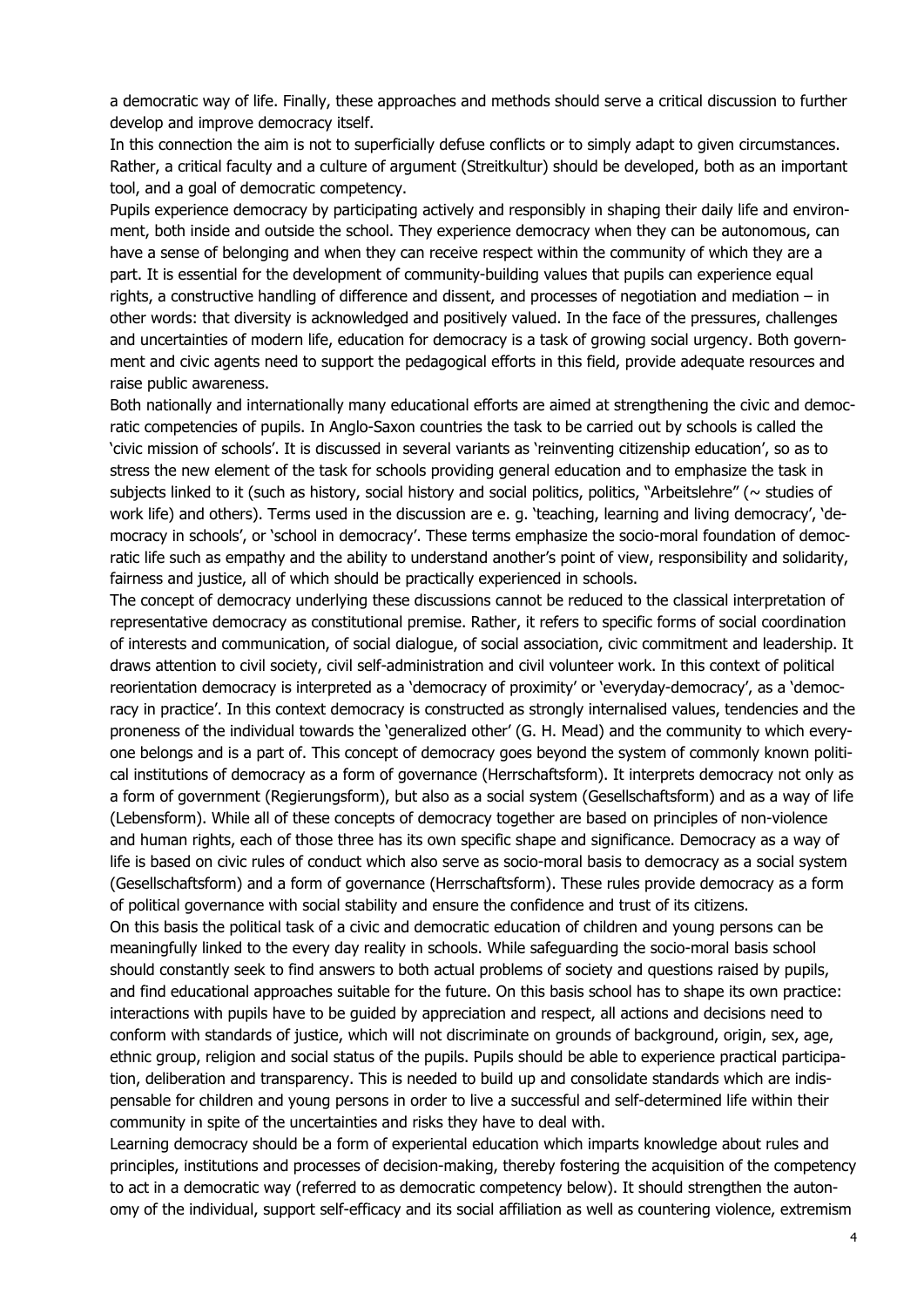a democratic way of life. Finally, these approaches and methods should serve a critical discussion to further develop and improve democracy itself.

In this connection the aim is not to superficially defuse conflicts or to simply adapt to given circumstances. Rather, a critical faculty and a culture of argument (Streitkultur) should be developed, both as an important tool, and a goal of democratic competency.

Pupils experience democracy by participating actively and responsibly in shaping their daily life and environment, both inside and outside the school. They experience democracy when they can be autonomous, can have a sense of belonging and when they can receive respect within the community of which they are a part. It is essential for the development of community-building values that pupils can experience equal rights, a constructive handling of difference and dissent, and processes of negotiation and mediation – in other words: that diversity is acknowledged and positively valued. In the face of the pressures, challenges and uncertainties of modern life, education for democracy is a task of growing social urgency. Both government and civic agents need to support the pedagogical efforts in this field, provide adequate resources and raise public awareness.

Both nationally and internationally many educational efforts are aimed at strengthening the civic and democratic competencies of pupils. In Anglo-Saxon countries the task to be carried out by schools is called the 'civic mission of schools'. It is discussed in several variants as 'reinventing citizenship education', so as to stress the new element of the task for schools providing general education and to emphasize the task in subjects linked to it (such as history, social history and social politics, politics, "Arbeitslehre" (~ studies of work life) and others). Terms used in the discussion are e. g. 'teaching, learning and living democracy', 'democracy in schools', or 'school in democracy'. These terms emphasize the socio-moral foundation of democratic life such as empathy and the ability to understand another's point of view, responsibility and solidarity, fairness and justice, all of which should be practically experienced in schools.

The concept of democracy underlying these discussions cannot be reduced to the classical interpretation of representative democracy as constitutional premise. Rather, it refers to specific forms of social coordination of interests and communication, of social dialogue, of social association, civic commitment and leadership. It draws attention to civil society, civil self-administration and civil volunteer work. In this context of political reorientation democracy is interpreted as a 'democracy of proximity' or 'everyday-democracy', as a 'democracy in practice'. In this context democracy is constructed as strongly internalised values, tendencies and the proneness of the individual towards the 'generalized other' (G. H. Mead) and the community to which everyone belongs and is a part of. This concept of democracy goes beyond the system of commonly known political institutions of democracy as a form of governance (Herrschaftsform). It interprets democracy not only as a form of government (Regierungsform), but also as a social system (Gesellschaftsform) and as a way of life (Lebensform). While all of these concepts of democracy together are based on principles of non-violence and human rights, each of those three has its own specific shape and significance. Democracy as a way of life is based on civic rules of conduct which also serve as socio-moral basis to democracy as a social system (Gesellschaftsform) and a form of governance (Herrschaftsform). These rules provide democracy as a form of political governance with social stability and ensure the confidence and trust of its citizens.

On this basis the political task of a civic and democratic education of children and young persons can be meaningfully linked to the every day reality in schools. While safeguarding the socio-moral basis school should constantly seek to find answers to both actual problems of society and questions raised by pupils, and find educational approaches suitable for the future. On this basis school has to shape its own practice: interactions with pupils have to be guided by appreciation and respect, all actions and decisions need to conform with standards of justice, which will not discriminate on grounds of background, origin, sex, age, ethnic group, religion and social status of the pupils. Pupils should be able to experience practical participation, deliberation and transparency. This is needed to build up and consolidate standards which are indispensable for children and young persons in order to live a successful and self-determined life within their community in spite of the uncertainties and risks they have to deal with.

Learning democracy should be a form of experiental education which imparts knowledge about rules and principles, institutions and processes of decision-making, thereby fostering the acquisition of the competency to act in a democratic way (referred to as democratic competency below). It should strengthen the autonomy of the individual, support self-efficacy and its social affiliation as well as countering violence, extremism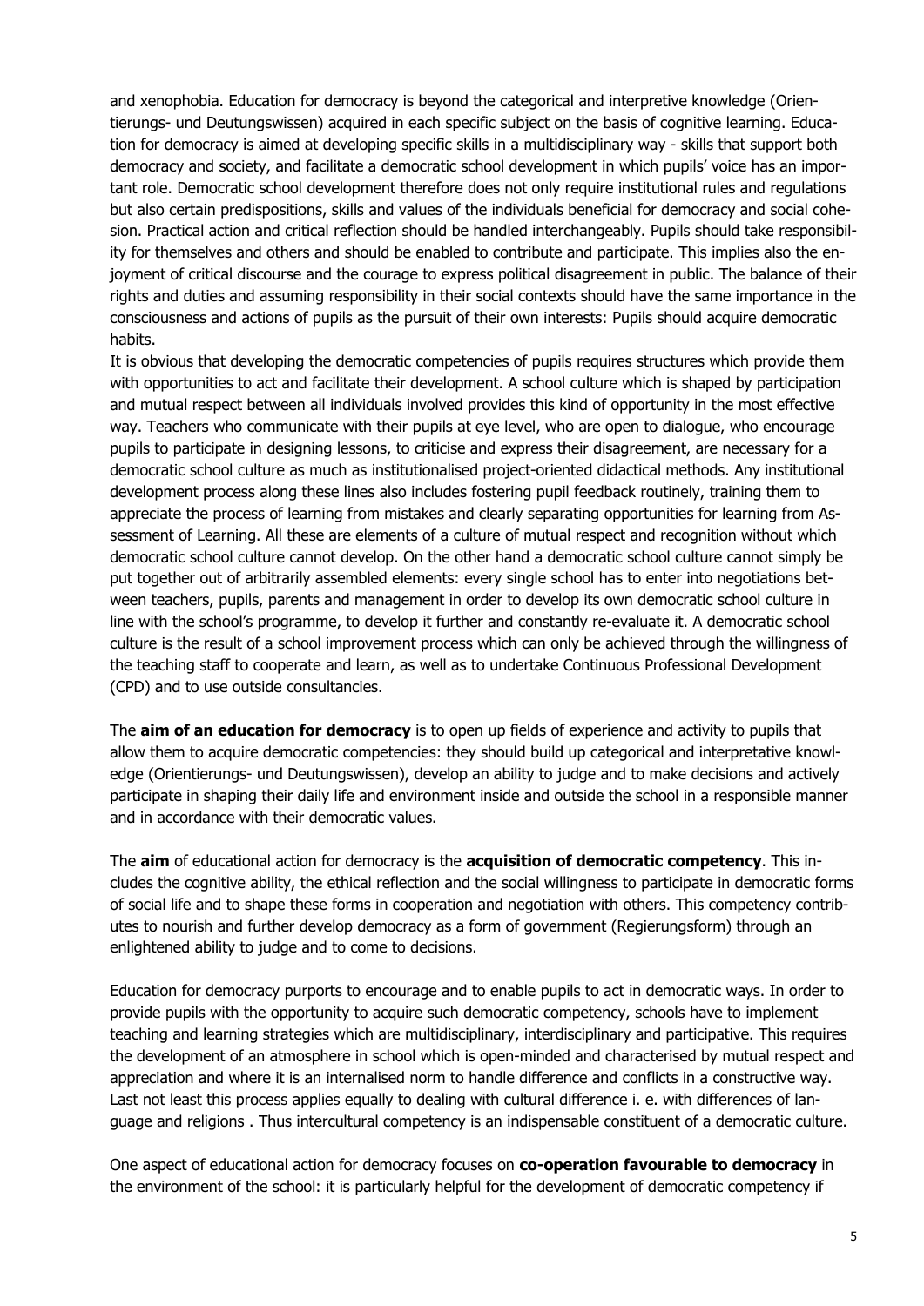and xenophobia. Education for democracy is beyond the categorical and interpretive knowledge (Orientierungs- und Deutungswissen) acquired in each specific subject on the basis of cognitive learning. Education for democracy is aimed at developing specific skills in a multidisciplinary way - skills that support both democracy and society, and facilitate a democratic school development in which pupils' voice has an important role. Democratic school development therefore does not only require institutional rules and regulations but also certain predispositions, skills and values of the individuals beneficial for democracy and social cohesion. Practical action and critical reflection should be handled interchangeably. Pupils should take responsibility for themselves and others and should be enabled to contribute and participate. This implies also the enjoyment of critical discourse and the courage to express political disagreement in public. The balance of their rights and duties and assuming responsibility in their social contexts should have the same importance in the consciousness and actions of pupils as the pursuit of their own interests: Pupils should acquire democratic habits.

It is obvious that developing the democratic competencies of pupils requires structures which provide them with opportunities to act and facilitate their development. A school culture which is shaped by participation and mutual respect between all individuals involved provides this kind of opportunity in the most effective way. Teachers who communicate with their pupils at eye level, who are open to dialogue, who encourage pupils to participate in designing lessons, to criticise and express their disagreement, are necessary for a democratic school culture as much as institutionalised project-oriented didactical methods. Any institutional development process along these lines also includes fostering pupil feedback routinely, training them to appreciate the process of learning from mistakes and clearly separating opportunities for learning from Assessment of Learning. All these are elements of a culture of mutual respect and recognition without which democratic school culture cannot develop. On the other hand a democratic school culture cannot simply be put together out of arbitrarily assembled elements: every single school has to enter into negotiations between teachers, pupils, parents and management in order to develop its own democratic school culture in line with the school's programme, to develop it further and constantly re-evaluate it. A democratic school culture is the result of a school improvement process which can only be achieved through the willingness of the teaching staff to cooperate and learn, as well as to undertake Continuous Professional Development (CPD) and to use outside consultancies.

The **aim of an education for democracy** is to open up fields of experience and activity to pupils that allow them to acquire democratic competencies: they should build up categorical and interpretative knowledge (Orientierungs- und Deutungswissen), develop an ability to judge and to make decisions and actively participate in shaping their daily life and environment inside and outside the school in a responsible manner and in accordance with their democratic values.

The **aim** of educational action for democracy is the **acquisition of democratic competency**. This includes the cognitive ability, the ethical reflection and the social willingness to participate in democratic forms of social life and to shape these forms in cooperation and negotiation with others. This competency contributes to nourish and further develop democracy as a form of government (Regierungsform) through an enlightened ability to judge and to come to decisions.

Education for democracy purports to encourage and to enable pupils to act in democratic ways. In order to provide pupils with the opportunity to acquire such democratic competency, schools have to implement teaching and learning strategies which are multidisciplinary, interdisciplinary and participative. This requires the development of an atmosphere in school which is open-minded and characterised by mutual respect and appreciation and where it is an internalised norm to handle difference and conflicts in a constructive way. Last not least this process applies equally to dealing with cultural difference i. e. with differences of language and religions . Thus intercultural competency is an indispensable constituent of a democratic culture.

One aspect of educational action for democracy focuses on **co-operation favourable to democracy** in the environment of the school: it is particularly helpful for the development of democratic competency if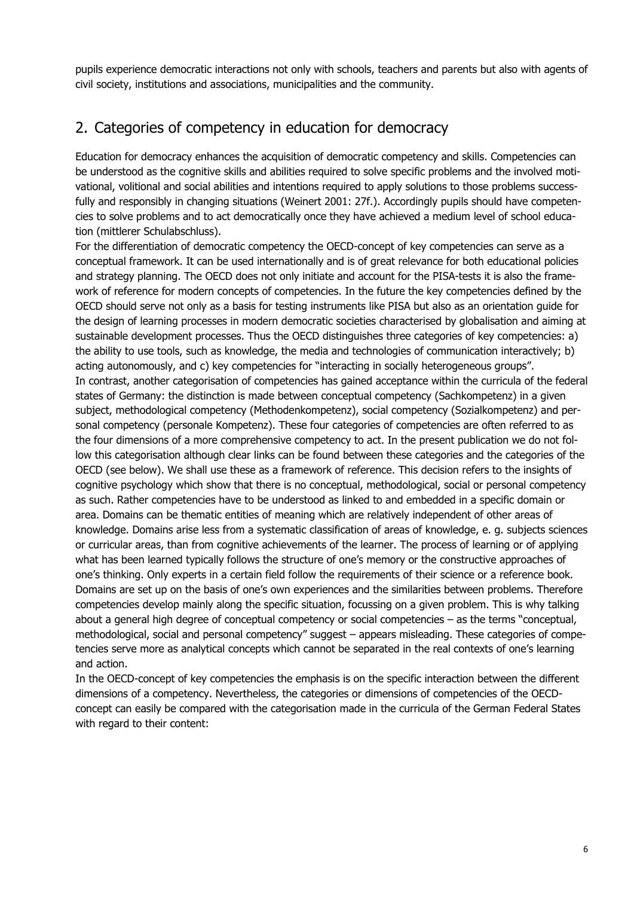pupils experience democratic interactions not only with schools, teachers and parents but also with agents of civil society, institutions and associations, municipalities and the community.

## 2. Categories of competency in education for democracy

Education for democracy enhances the acquisition of democratic competency and skills. Competencies can be understood as the cognitive skills and abilities required to solve specific problems and the involved motivational, volitional and social abilities and intentions required to apply solutions to those problems successfully and responsibly in changing situations (Weinert 2001: 27f.). Accordingly pupils should have competencies to solve problems and to act democratically once they have achieved a medium level of school education (mittlerer Schulabschluss).

For the differentiation of democratic competency the OECD-concept of key competencies can serve as a conceptual framework. It can be used internationally and is of great relevance for both educational policies and strategy planning. The OECD does not only initiate and account for the PISA-tests it is also the framework of reference for modern concepts of competencies. In the future the key competencies defined by the OECD should serve not only as a basis for testing instruments like PISA but also as an orientation guide for the design of learning processes in modern democratic societies characterised by globalisation and aiming at sustainable development processes. Thus the OECD distinguishes three categories of key competencies: a) the ability to use tools, such as knowledge, the media and technologies of communication interactively; b) acting autonomously, and c) key competencies for "interacting in socially heterogeneous groups".

In contrast, another categorisation of competencies has gained acceptance within the curricula of the federal states of Germany: the distinction is made between conceptual competency (Sachkompetenz) in a given subject, methodological competency (Methodenkompetenz), social competency (Sozialkompetenz) and personal competency (personale Kompetenz). These four categories of competencies are often referred to as the four dimensions of a more comprehensive competency to act. In the present publication we do not follow this categorisation although clear links can be found between these categories and the categories of the OECD (see below). We shall use these as a framework of reference. This decision refers to the insights of cognitive psychology which show that there is no conceptual, methodological, social or personal competency as such. Rather competencies have to be understood as linked to and embedded in a specific domain or area. Domains can be thematic entities of meaning which are relatively independent of other areas of knowledge. Domains arise less from a systematic classification of areas of knowledge, e. g. subjects sciences or curricular areas, than from cognitive achievements of the learner. The process of learning or of applying what has been learned typically follows the structure of one's memory or the constructive approaches of one's thinking. Only experts in a certain field follow the requirements of their science or a reference book. Domains are set up on the basis of one's own experiences and the similarities between problems. Therefore competencies develop mainly along the specific situation, focussing on a given problem. This is why talking about a general high degree of conceptual competency or social competencies – as the terms "conceptual, methodological, social and personal competency" suggest – appears misleading. These categories of competencies serve more as analytical concepts which cannot be separated in the real contexts of one's learning and action.

In the OECD-concept of key competencies the emphasis is on the specific interaction between the different dimensions of a competency. Nevertheless, the categories or dimensions of competencies of the OECD-concept can easily be compared with the categorisation made in the curricula of the German Federal States with regard to their content: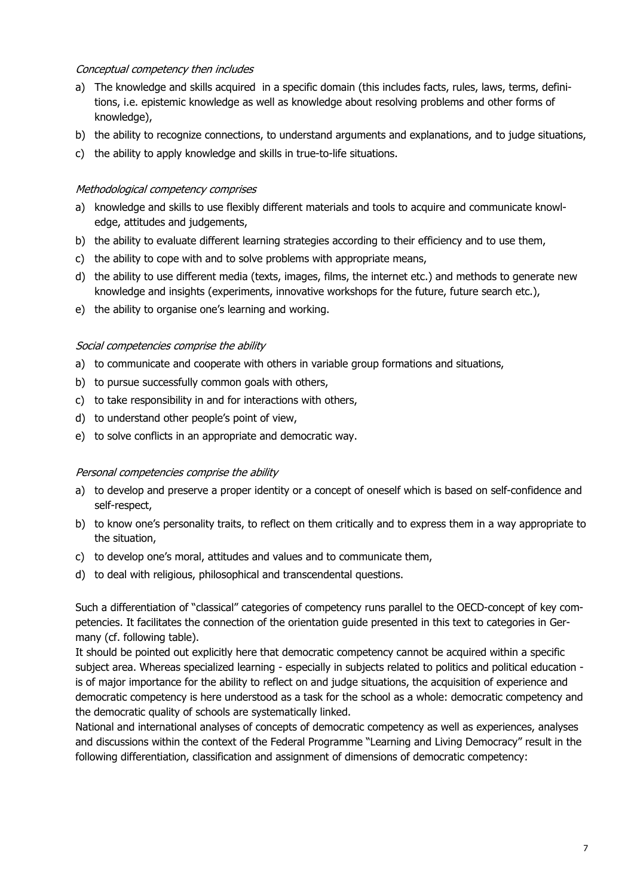*Conceptual competency then includes*

a) The knowledge and skills acquired in a specific domain (this includes facts, rules, laws, terms, definitions, i.e. epistemic knowledge as well as knowledge about resolving problems and other forms of knowledge),
b) the ability to recognize connections, to understand arguments and explanations, and to judge situations,
c) the ability to apply knowledge and skills in true-to-life situations.

*Methodological competency comprises*

a) knowledge and skills to use flexibly different materials and tools to acquire and communicate knowledge, attitudes and judgements,
b) the ability to evaluate different learning strategies according to their efficiency and to use them,
c) the ability to cope with and to solve problems with appropriate means,
d) the ability to use different media (texts, images, films, the internet etc.) and methods to generate new knowledge and insights (experiments, innovative workshops for the future, future search etc.),
e) the ability to organise one's learning and working.

*Social competencies comprise the ability*

a) to communicate and cooperate with others in variable group formations and situations,
b) to pursue successfully common goals with others,
c) to take responsibility in and for interactions with others,
d) to understand other people's point of view,
e) to solve conflicts in an appropriate and democratic way.

*Personal competencies comprise the ability*

a) to develop and preserve a proper identity or a concept of oneself which is based on self-confidence and self-respect,
b) to know one's personality traits, to reflect on them critically and to express them in a way appropriate to the situation,
c) to develop one's moral, attitudes and values and to communicate them,
d) to deal with religious, philosophical and transcendental questions.

Such a differentiation of "classical" categories of competency runs parallel to the OECD-concept of key competencies. It facilitates the connection of the orientation guide presented in this text to categories in Germany (cf. following table).
It should be pointed out explicitly here that democratic competency cannot be acquired within a specific subject area. Whereas specialized learning - especially in subjects related to politics and political education - is of major importance for the ability to reflect on and judge situations, the acquisition of experience and democratic competency is here understood as a task for the school as a whole: democratic competency and the democratic quality of schools are systematically linked.
National and international analyses of concepts of democratic competency as well as experiences, analyses and discussions within the context of the Federal Programme "Learning and Living Democracy" result in the following differentiation, classification and assignment of dimensions of democratic competency: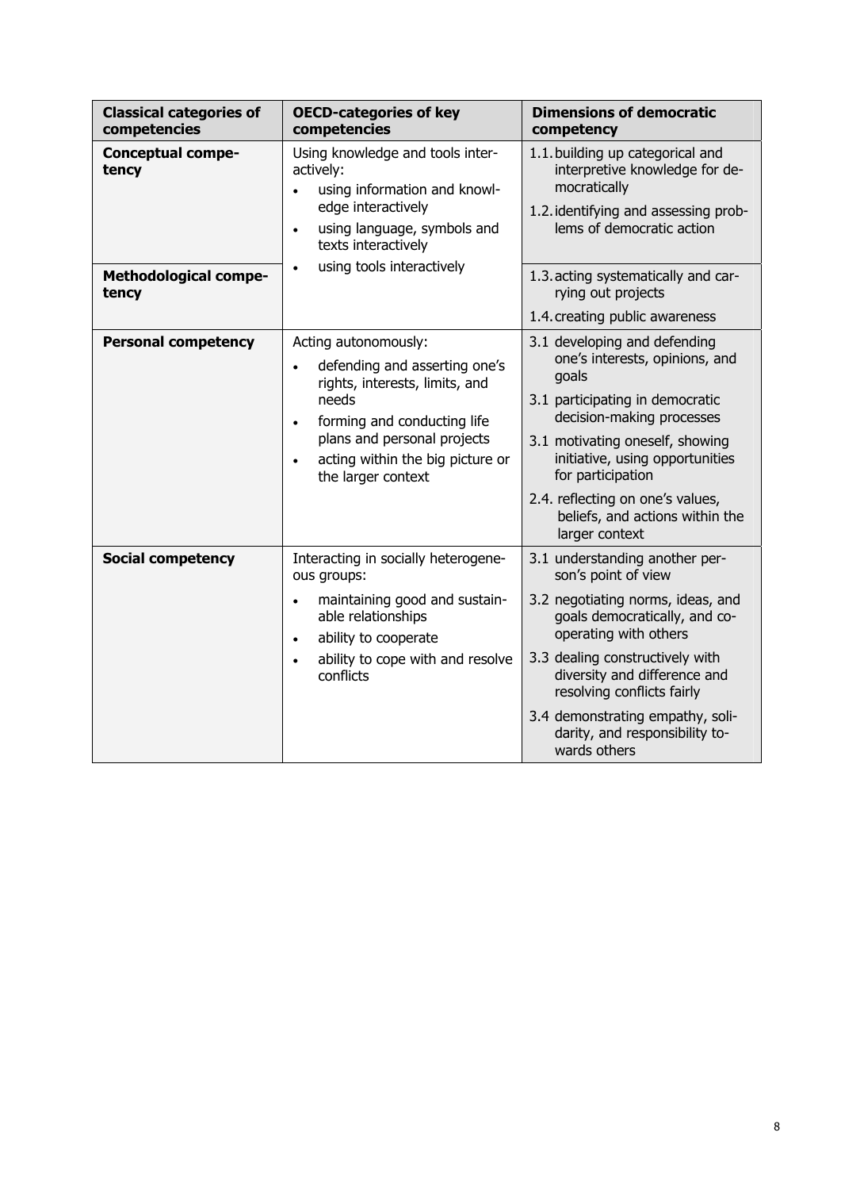| **Classical categories of competencies** | **OECD-categories of key competencies** | **Dimensions of democratic competency** |
|---|---|---|
| **Conceptual competency** | Using knowledge and tools interactively:<br>• using information and knowledge interactively<br>• using language, symbols and texts interactively<br>• using tools interactively | 1.1. building up categorical and interpretive knowledge for democratically<br>1.2. identifying and assessing problems of democratic action |
| **Methodological competency** | | 1.3. acting systematically and carrying out projects<br>1.4. creating public awareness |
| **Personal competency** | Acting autonomously:<br>• defending and asserting one's rights, interests, limits, and needs<br>• forming and conducting life plans and personal projects<br>• acting within the big picture or the larger context | 3.1 developing and defending one's interests, opinions, and goals<br>3.1 participating in democratic decision-making processes<br>3.1 motivating oneself, showing initiative, using opportunities for participation<br>2.4. reflecting on one's values, beliefs, and actions within the larger context |
| **Social competency** | Interacting in socially heterogeneous groups:<br>• maintaining good and sustainable relationships<br>• ability to cooperate<br>• ability to cope with and resolve conflicts | 3.1 understanding another person's point of view<br>3.2 negotiating norms, ideas, and goals democratically, and cooperating with others<br>3.3 dealing constructively with diversity and difference and resolving conflicts fairly<br>3.4 demonstrating empathy, solidarity, and responsibility towards others |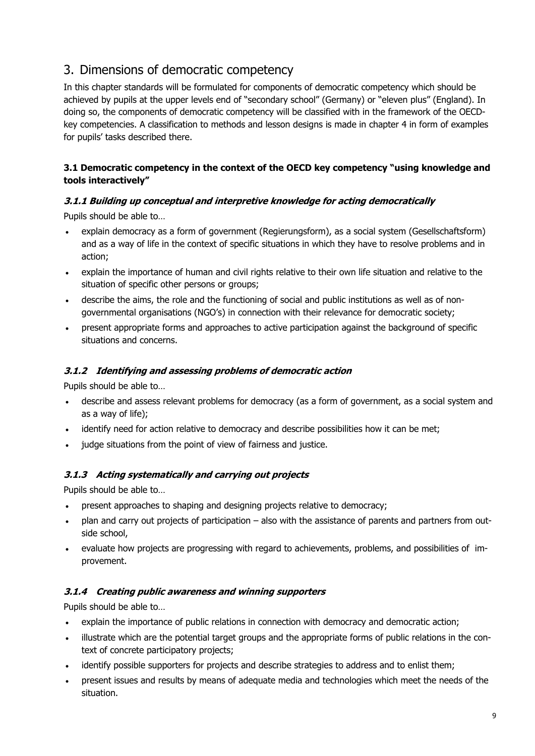# 3. Dimensions of democratic competency

In this chapter standards will be formulated for components of democratic competency which should be achieved by pupils at the upper levels end of "secondary school" (Germany) or "eleven plus" (England). In doing so, the components of democratic competency will be classified with in the framework of the OECD-key competencies. A classification to methods and lesson designs is made in chapter 4 in form of examples for pupils' tasks described there.

## 3.1 Democratic competency in the context of the OECD key competency "using knowledge and tools interactively"

### *3.1.1 Building up conceptual and interpretive knowledge for acting democratically*

Pupils should be able to…

- explain democracy as a form of government (Regierungsform), as a social system (Gesellschaftsform) and as a way of life in the context of specific situations in which they have to resolve problems and in action;
- explain the importance of human and civil rights relative to their own life situation and relative to the situation of specific other persons or groups;
- describe the aims, the role and the functioning of social and public institutions as well as of non-governmental organisations (NGO's) in connection with their relevance for democratic society;
- present appropriate forms and approaches to active participation against the background of specific situations and concerns.

### *3.1.2 Identifying and assessing problems of democratic action*

Pupils should be able to…

- describe and assess relevant problems for democracy (as a form of government, as a social system and as a way of life);
- identify need for action relative to democracy and describe possibilities how it can be met;
- judge situations from the point of view of fairness and justice.

### *3.1.3 Acting systematically and carrying out projects*

Pupils should be able to…

- present approaches to shaping and designing projects relative to democracy;
- plan and carry out projects of participation – also with the assistance of parents and partners from outside school,
- evaluate how projects are progressing with regard to achievements, problems, and possibilities of improvement.

### *3.1.4 Creating public awareness and winning supporters*

Pupils should be able to…

- explain the importance of public relations in connection with democracy and democratic action;
- illustrate which are the potential target groups and the appropriate forms of public relations in the context of concrete participatory projects;
- identify possible supporters for projects and describe strategies to address and to enlist them;
- present issues and results by means of adequate media and technologies which meet the needs of the situation.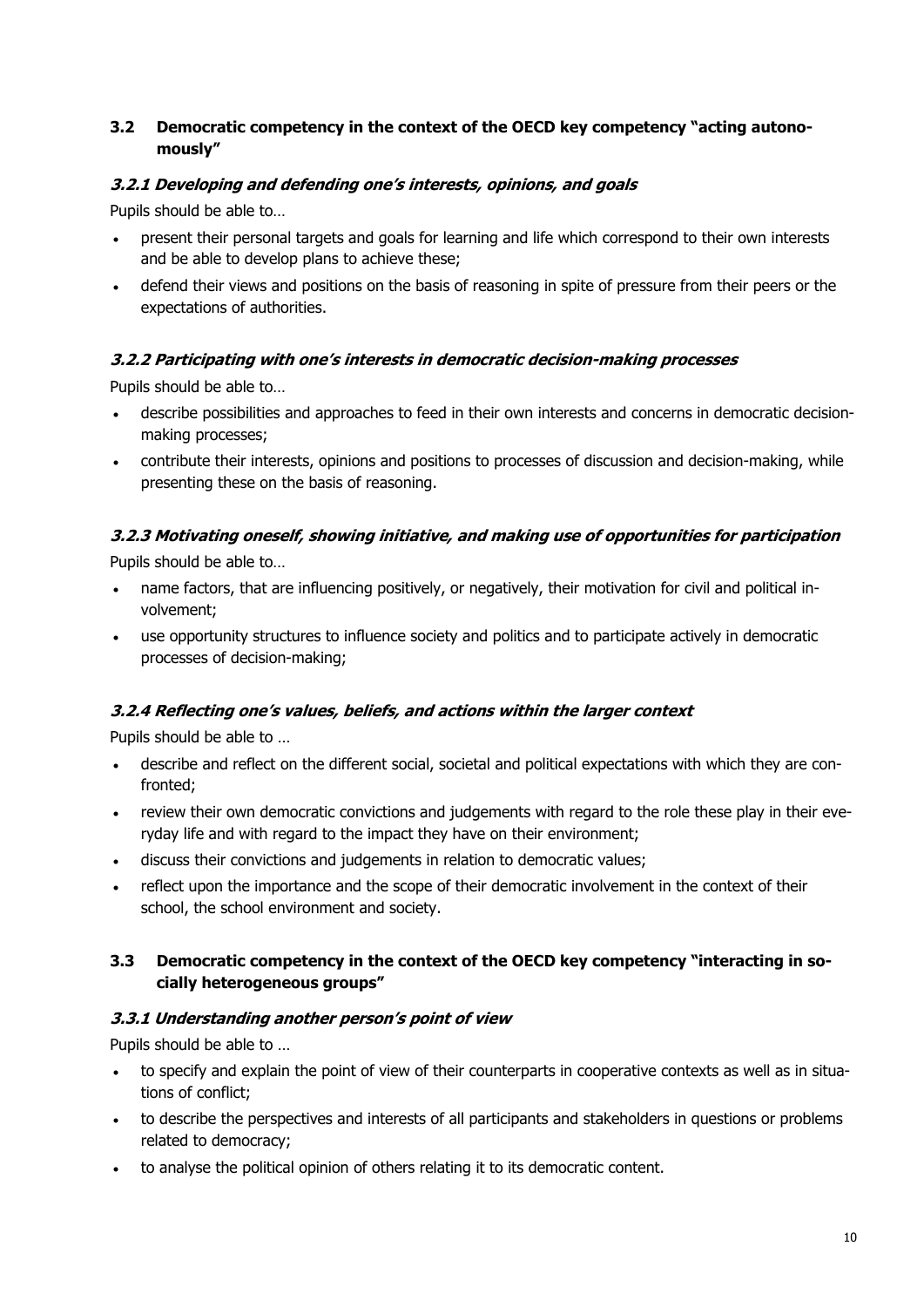## 3.2 Democratic competency in the context of the OECD key competency "acting autonomously"

### *3.2.1 Developing and defending one's interests, opinions, and goals*

Pupils should be able to…

- present their personal targets and goals for learning and life which correspond to their own interests and be able to develop plans to achieve these;
- defend their views and positions on the basis of reasoning in spite of pressure from their peers or the expectations of authorities.

### *3.2.2 Participating with one's interests in democratic decision-making processes*

Pupils should be able to…

- describe possibilities and approaches to feed in their own interests and concerns in democratic decision-making processes;
- contribute their interests, opinions and positions to processes of discussion and decision-making, while presenting these on the basis of reasoning.

### *3.2.3 Motivating oneself, showing initiative, and making use of opportunities for participation*

Pupils should be able to…

- name factors, that are influencing positively, or negatively, their motivation for civil and political involvement;
- use opportunity structures to influence society and politics and to participate actively in democratic processes of decision-making;

### *3.2.4 Reflecting one's values, beliefs, and actions within the larger context*

Pupils should be able to …

- describe and reflect on the different social, societal and political expectations with which they are confronted;
- review their own democratic convictions and judgements with regard to the role these play in their everyday life and with regard to the impact they have on their environment;
- discuss their convictions and judgements in relation to democratic values;
- reflect upon the importance and the scope of their democratic involvement in the context of their school, the school environment and society.

## 3.3 Democratic competency in the context of the OECD key competency "interacting in socially heterogeneous groups"

### *3.3.1 Understanding another person's point of view*

Pupils should be able to …

- to specify and explain the point of view of their counterparts in cooperative contexts as well as in situations of conflict;
- to describe the perspectives and interests of all participants and stakeholders in questions or problems related to democracy;
- to analyse the political opinion of others relating it to its democratic content.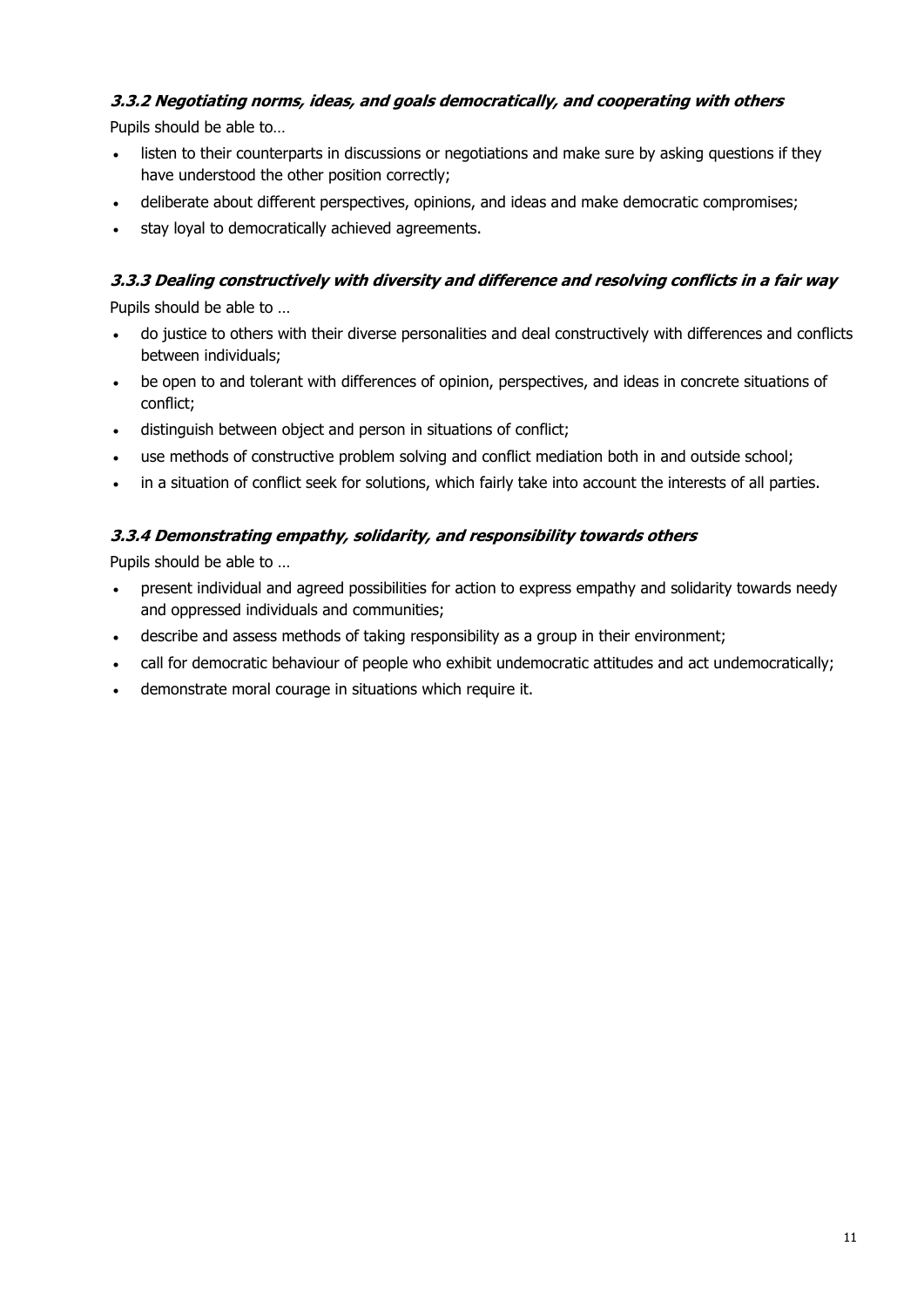#### *3.3.2 Negotiating norms, ideas, and goals democratically, and cooperating with others*

Pupils should be able to…

- listen to their counterparts in discussions or negotiations and make sure by asking questions if they have understood the other position correctly;
- deliberate about different perspectives, opinions, and ideas and make democratic compromises;
- stay loyal to democratically achieved agreements.

#### *3.3.3 Dealing constructively with diversity and difference and resolving conflicts in a fair way*

Pupils should be able to …

- do justice to others with their diverse personalities and deal constructively with differences and conflicts between individuals;
- be open to and tolerant with differences of opinion, perspectives, and ideas in concrete situations of conflict;
- distinguish between object and person in situations of conflict;
- use methods of constructive problem solving and conflict mediation both in and outside school;
- in a situation of conflict seek for solutions, which fairly take into account the interests of all parties.

#### *3.3.4 Demonstrating empathy, solidarity, and responsibility towards others*

Pupils should be able to …

- present individual and agreed possibilities for action to express empathy and solidarity towards needy and oppressed individuals and communities;
- describe and assess methods of taking responsibility as a group in their environment;
- call for democratic behaviour of people who exhibit undemocratic attitudes and act undemocratically;
- demonstrate moral courage in situations which require it.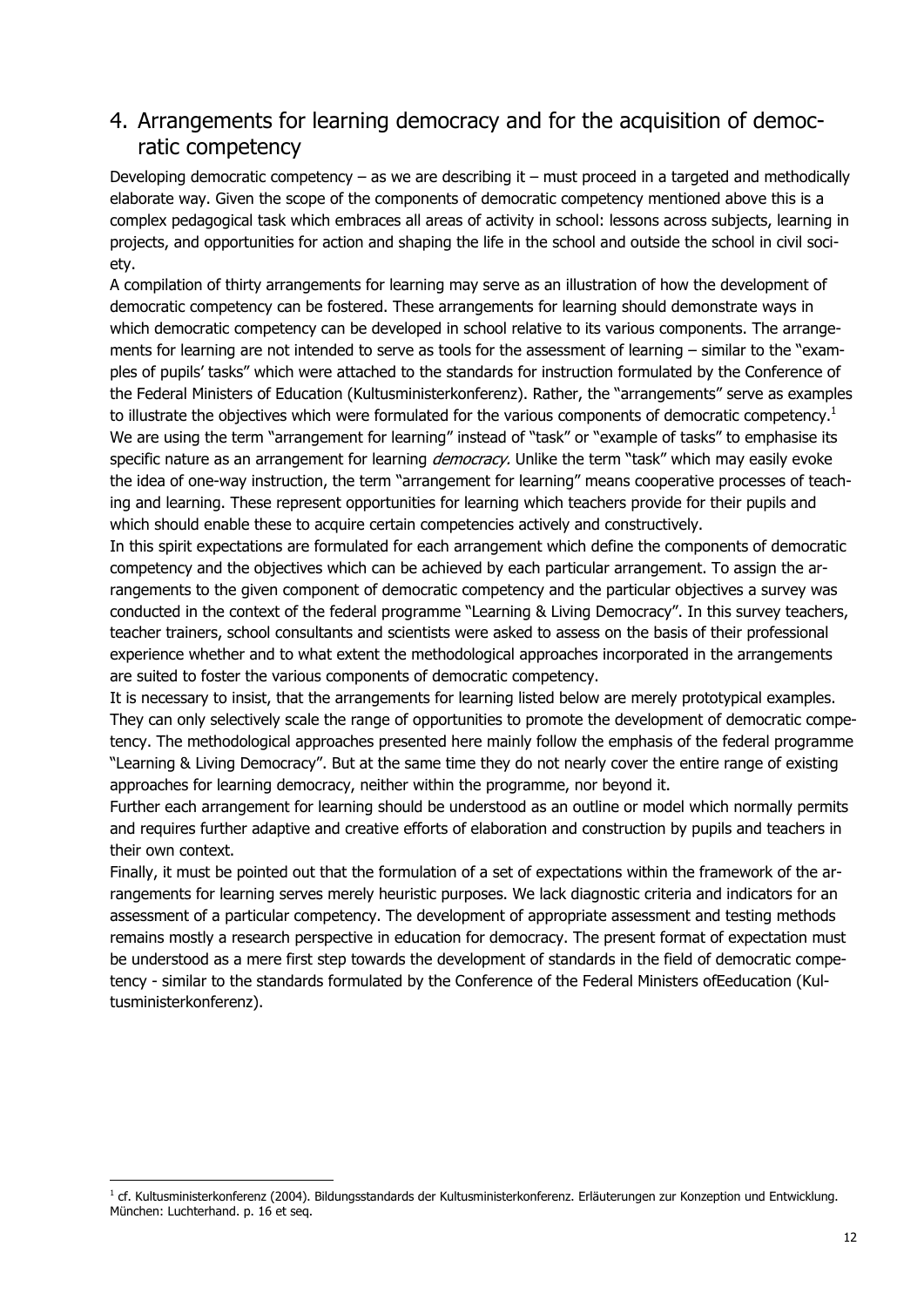## 4. Arrangements for learning democracy and for the acquisition of democratic competency

Developing democratic competency – as we are describing it – must proceed in a targeted and methodically elaborate way. Given the scope of the components of democratic competency mentioned above this is a complex pedagogical task which embraces all areas of activity in school: lessons across subjects, learning in projects, and opportunities for action and shaping the life in the school and outside the school in civil society.

A compilation of thirty arrangements for learning may serve as an illustration of how the development of democratic competency can be fostered. These arrangements for learning should demonstrate ways in which democratic competency can be developed in school relative to its various components. The arrangements for learning are not intended to serve as tools for the assessment of learning – similar to the "examples of pupils' tasks" which were attached to the standards for instruction formulated by the Conference of the Federal Ministers of Education (Kultusministerkonferenz). Rather, the "arrangements" serve as examples to illustrate the objectives which were formulated for the various components of democratic competency.[1]

We are using the term "arrangement for learning" instead of "task" or "example of tasks" to emphasise its specific nature as an arrangement for learning *democracy.* Unlike the term "task" which may easily evoke the idea of one-way instruction, the term "arrangement for learning" means cooperative processes of teaching and learning. These represent opportunities for learning which teachers provide for their pupils and which should enable these to acquire certain competencies actively and constructively.

In this spirit expectations are formulated for each arrangement which define the components of democratic competency and the objectives which can be achieved by each particular arrangement. To assign the arrangements to the given component of democratic competency and the particular objectives a survey was conducted in the context of the federal programme "Learning & Living Democracy". In this survey teachers, teacher trainers, school consultants and scientists were asked to assess on the basis of their professional experience whether and to what extent the methodological approaches incorporated in the arrangements are suited to foster the various components of democratic competency.

It is necessary to insist, that the arrangements for learning listed below are merely prototypical examples. They can only selectively scale the range of opportunities to promote the development of democratic competency. The methodological approaches presented here mainly follow the emphasis of the federal programme "Learning & Living Democracy". But at the same time they do not nearly cover the entire range of existing approaches for learning democracy, neither within the programme, nor beyond it.

Further each arrangement for learning should be understood as an outline or model which normally permits and requires further adaptive and creative efforts of elaboration and construction by pupils and teachers in their own context.

Finally, it must be pointed out that the formulation of a set of expectations within the framework of the arrangements for learning serves merely heuristic purposes. We lack diagnostic criteria and indicators for an assessment of a particular competency. The development of appropriate assessment and testing methods remains mostly a research perspective in education for democracy. The present format of expectation must be understood as a mere first step towards the development of standards in the field of democratic competency - similar to the standards formulated by the Conference of the Federal Ministers ofEeducation (Kultusministerkonferenz).

---

[1] cf. Kultusministerkonferenz (2004). Bildungsstandards der Kultusministerkonferenz. Erläuterungen zur Konzeption und Entwicklung. München: Luchterhand. p. 16 et seq.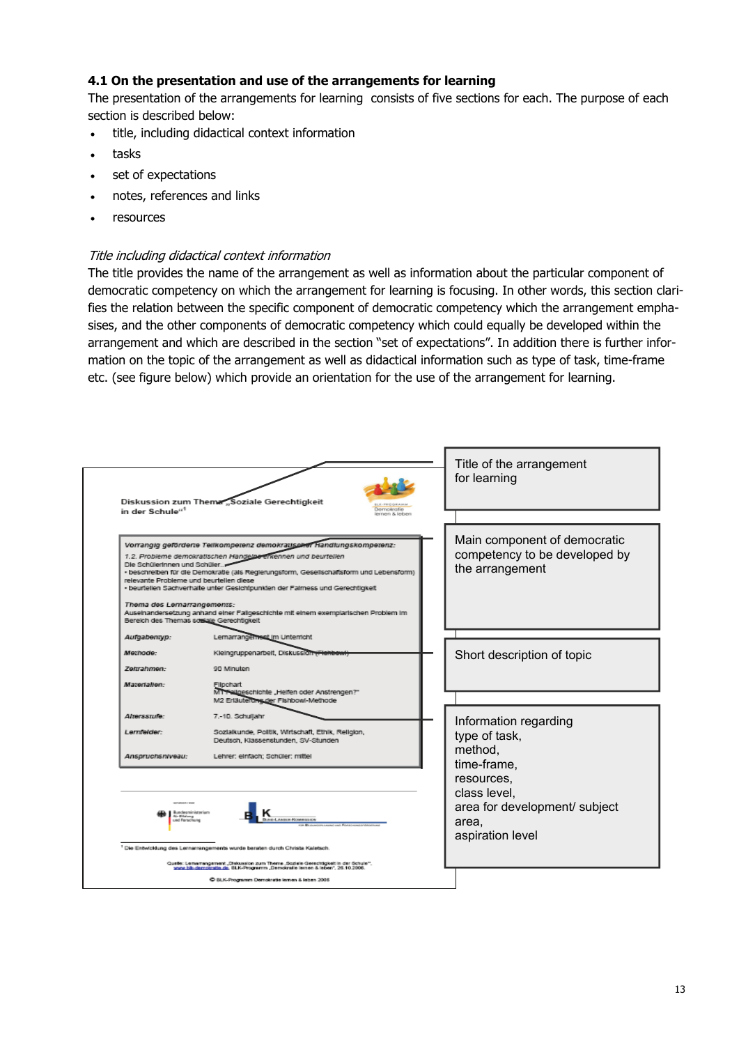### 4.1 On the presentation and use of the arrangements for learning

The presentation of the arrangements for learning consists of five sections for each. The purpose of each section is described below:

- title, including didactical context information
- tasks
- set of expectations
- notes, references and links
- resources

*Title including didactical context information*

The title provides the name of the arrangement as well as information about the particular component of democratic competency on which the arrangement for learning is focusing. In other words, this section clarifies the relation between the specific component of democratic competency which the arrangement emphasises, and the other components of democratic competency which could equally be developed within the arrangement and which are described in the section "set of expectations". In addition there is further information on the topic of the arrangement as well as didactical information such as type of task, time-frame etc. (see figure below) which provide an orientation for the use of the arrangement for learning.

Diskussion zum Thema „Soziale Gerechtigkeit in der Schule"[1]

*Vorrangig geförderte Teilkompetenz demokratischer Handlungskompetenz:*
*1.2. Probleme demokratischen Handelns erkennen und beurteilen*
Die Schülerinnen und Schüler...
• beschreiben für die Demokratie (als Regierungsform, Gesellschaftsform und Lebensform) relevante Probleme und beurteilen diese
• beurteilen Sachverhalte unter Gesichtspunkten der Fairness und Gerechtigkeit

*Thema des Lernarrangements:*
Auseinandersetzung anhand einer Fallgeschichte mit einem exemplarischen Problem im Bereich des Themas soziale Gerechtigkeit

| | |
|---|---|
| *Aufgabentyp:* | Lernarrangement im Unterricht |
| *Methode:* | Kleingruppenarbeit, Diskussion (Fishbowl) |
| *Zeitrahmen:* | 90 Minuten |
| *Materialien:* | Flipchart<br>M1 Fallgeschichte „Helfen oder Anstrengen?"<br>M2 Erläuterung der Fishbowl-Methode |
| *Altersstufe:* | 7.-10. Schuljahr |
| *Lernfelder:* | Sozialkunde, Politik, Wirtschaft, Ethik, Religion, Deutsch, Klassenstunden, SV-Stunden |
| *Anspruchsniveau:* | Lehrer: einfach; Schüler: mittel |

[1] Die Entwicklung des Lernarrangements wurde beraten durch Christa Kaletsch.

Quelle: Lernarrangement „Diskussion zum Thema „Soziale Gerechtigkeit in der Schule"", www.blk-demokratie.de, BLK-Programm „Demokratie lernen & leben", 26.10.2006.

© BLK-Programm Demokratie lernen & leben 2006

Title of the arrangement for learning

Main component of democratic competency to be developed by the arrangement

Short description of topic

Information regarding type of task, method, time-frame, resources, class level, area for development/ subject area, aspiration level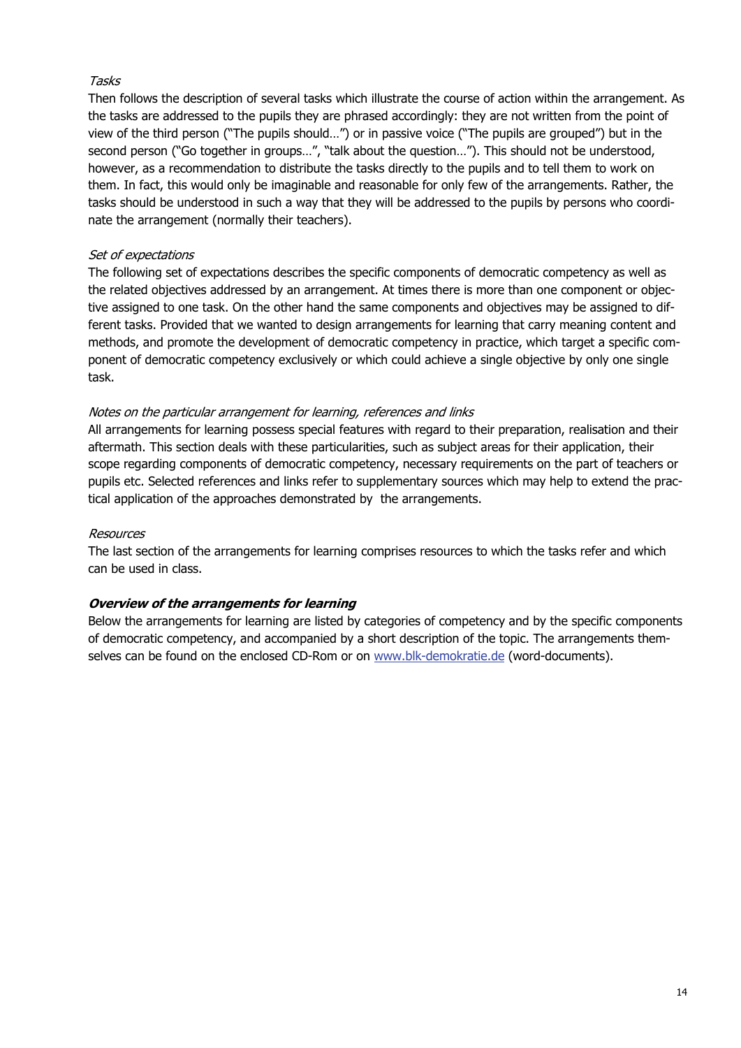*Tasks*

Then follows the description of several tasks which illustrate the course of action within the arrangement. As the tasks are addressed to the pupils they are phrased accordingly: they are not written from the point of view of the third person ("The pupils should…") or in passive voice ("The pupils are grouped") but in the second person ("Go together in groups…", "talk about the question…"). This should not be understood, however, as a recommendation to distribute the tasks directly to the pupils and to tell them to work on them. In fact, this would only be imaginable and reasonable for only few of the arrangements. Rather, the tasks should be understood in such a way that they will be addressed to the pupils by persons who coordinate the arrangement (normally their teachers).

*Set of expectations*

The following set of expectations describes the specific components of democratic competency as well as the related objectives addressed by an arrangement. At times there is more than one component or objective assigned to one task. On the other hand the same components and objectives may be assigned to different tasks. Provided that we wanted to design arrangements for learning that carry meaning content and methods, and promote the development of democratic competency in practice, which target a specific component of democratic competency exclusively or which could achieve a single objective by only one single task.

*Notes on the particular arrangement for learning, references and links*

All arrangements for learning possess special features with regard to their preparation, realisation and their aftermath. This section deals with these particularities, such as subject areas for their application, their scope regarding components of democratic competency, necessary requirements on the part of teachers or pupils etc. Selected references and links refer to supplementary sources which may help to extend the practical application of the approaches demonstrated by the arrangements.

*Resources*

The last section of the arrangements for learning comprises resources to which the tasks refer and which can be used in class.

### ***Overview of the arrangements for learning***

Below the arrangements for learning are listed by categories of competency and by the specific components of democratic competency, and accompanied by a short description of the topic. The arrangements themselves can be found on the enclosed CD-Rom or on [www.blk-demokratie.de](http://www.blk-demokratie.de) (word-documents).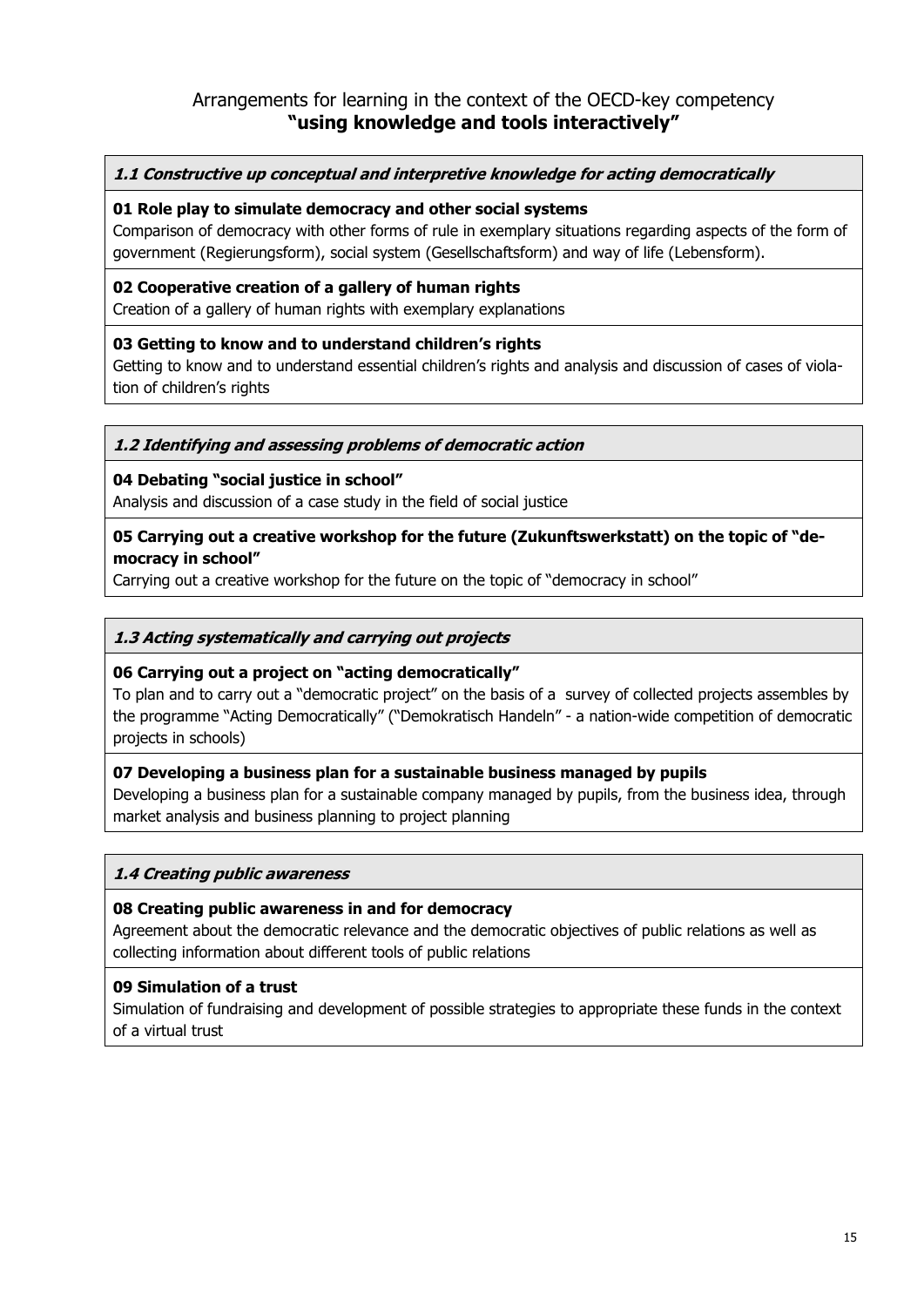# Arrangements for learning in the context of the OECD-key competency **"using knowledge and tools interactively"**

***1.1 Constructive up conceptual and interpretive knowledge for acting democratically***

**01 Role play to simulate democracy and other social systems**

Comparison of democracy with other forms of rule in exemplary situations regarding aspects of the form of government (Regierungsform), social system (Gesellschaftsform) and way of life (Lebensform).

**02 Cooperative creation of a gallery of human rights**

Creation of a gallery of human rights with exemplary explanations

**03 Getting to know and to understand children's rights**

Getting to know and to understand essential children's rights and analysis and discussion of cases of violation of children's rights

***1.2 Identifying and assessing problems of democratic action***

**04 Debating "social justice in school"**

Analysis and discussion of a case study in the field of social justice

**05 Carrying out a creative workshop for the future (Zukunftswerkstatt) on the topic of "democracy in school"**

Carrying out a creative workshop for the future on the topic of "democracy in school"

***1.3 Acting systematically and carrying out projects***

**06 Carrying out a project on "acting democratically"**

To plan and to carry out a "democratic project" on the basis of a survey of collected projects assembles by the programme "Acting Democratically" ("Demokratisch Handeln" - a nation-wide competition of democratic projects in schools)

**07 Developing a business plan for a sustainable business managed by pupils**

Developing a business plan for a sustainable company managed by pupils, from the business idea, through market analysis and business planning to project planning

***1.4 Creating public awareness***

**08 Creating public awareness in and for democracy**

Agreement about the democratic relevance and the democratic objectives of public relations as well as collecting information about different tools of public relations

**09 Simulation of a trust**

Simulation of fundraising and development of possible strategies to appropriate these funds in the context of a virtual trust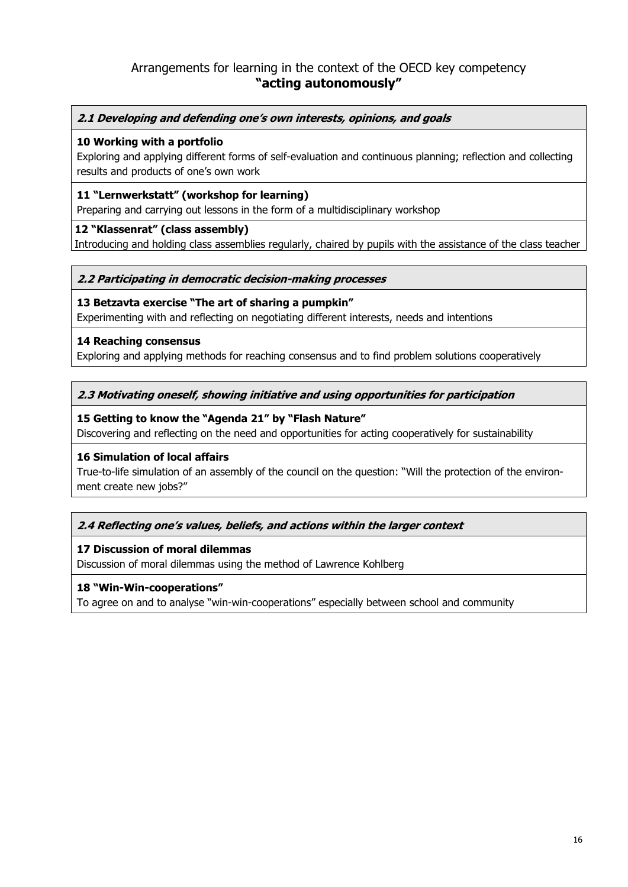# Arrangements for learning in the context of the OECD key competency **"acting autonomously"**

***2.1 Developing and defending one's own interests, opinions, and goals***

**10 Working with a portfolio**
Exploring and applying different forms of self-evaluation and continuous planning; reflection and collecting results and products of one's own work

**11 "Lernwerkstatt" (workshop for learning)**
Preparing and carrying out lessons in the form of a multidisciplinary workshop

**12 "Klassenrat" (class assembly)**
Introducing and holding class assemblies regularly, chaired by pupils with the assistance of the class teacher

***2.2 Participating in democratic decision-making processes***

**13 Betzavta exercise "The art of sharing a pumpkin"**
Experimenting with and reflecting on negotiating different interests, needs and intentions

**14 Reaching consensus**
Exploring and applying methods for reaching consensus and to find problem solutions cooperatively

***2.3 Motivating oneself, showing initiative and using opportunities for participation***

**15 Getting to know the "Agenda 21" by "Flash Nature"**
Discovering and reflecting on the need and opportunities for acting cooperatively for sustainability

**16 Simulation of local affairs**
True-to-life simulation of an assembly of the council on the question: "Will the protection of the environment create new jobs?"

***2.4 Reflecting one's values, beliefs, and actions within the larger context***

**17 Discussion of moral dilemmas**
Discussion of moral dilemmas using the method of Lawrence Kohlberg

**18 "Win-Win-cooperations"**
To agree on and to analyse "win-win-cooperations" especially between school and community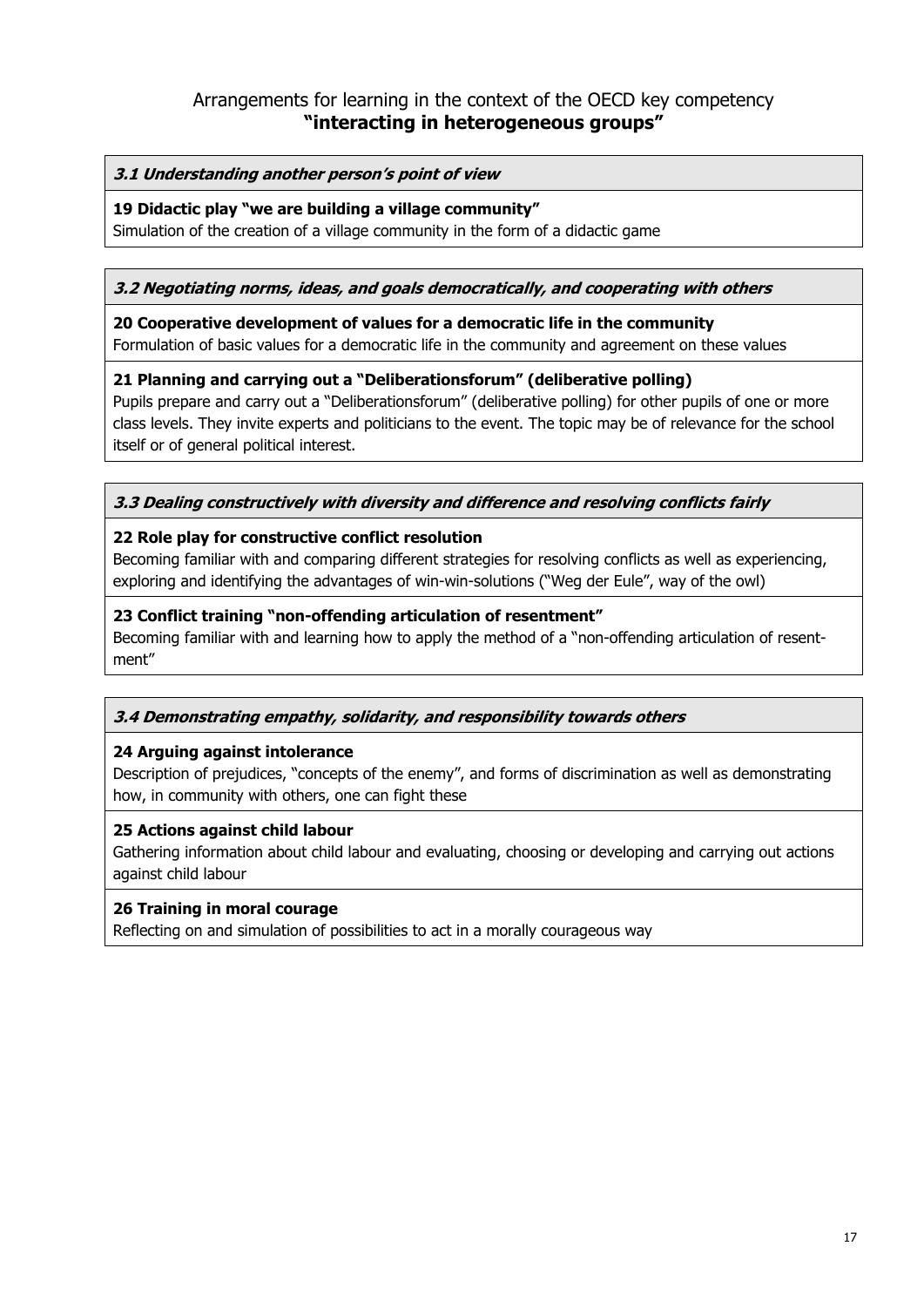# Arrangements for learning in the context of the OECD key competency **"interacting in heterogeneous groups"**

### ***3.1 Understanding another person's point of view***

**19 Didactic play "we are building a village community"**
Simulation of the creation of a village community in the form of a didactic game

### ***3.2 Negotiating norms, ideas, and goals democratically, and cooperating with others***

**20 Cooperative development of values for a democratic life in the community**
Formulation of basic values for a democratic life in the community and agreement on these values

**21 Planning and carrying out a "Deliberationsforum" (deliberative polling)**
Pupils prepare and carry out a "Deliberationsforum" (deliberative polling) for other pupils of one or more class levels. They invite experts and politicians to the event. The topic may be of relevance for the school itself or of general political interest.

### ***3.3 Dealing constructively with diversity and difference and resolving conflicts fairly***

**22 Role play for constructive conflict resolution**
Becoming familiar with and comparing different strategies for resolving conflicts as well as experiencing, exploring and identifying the advantages of win-win-solutions ("Weg der Eule", way of the owl)

**23 Conflict training "non-offending articulation of resentment"**
Becoming familiar with and learning how to apply the method of a "non-offending articulation of resentment"

### ***3.4 Demonstrating empathy, solidarity, and responsibility towards others***

**24 Arguing against intolerance**
Description of prejudices, "concepts of the enemy", and forms of discrimination as well as demonstrating how, in community with others, one can fight these

**25 Actions against child labour**
Gathering information about child labour and evaluating, choosing or developing and carrying out actions against child labour

**26 Training in moral courage**
Reflecting on and simulation of possibilities to act in a morally courageous way